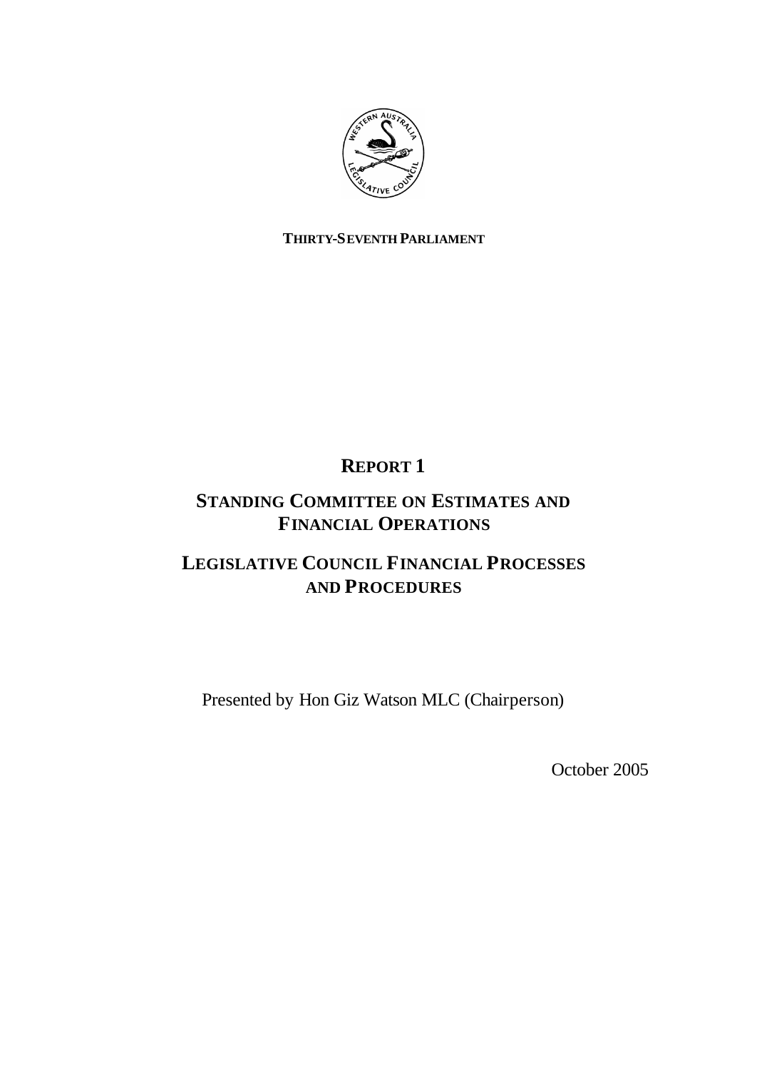**THIRTY-SEVENTH PARLIAMENT**

# REPORT 1

## STANDING COMMITTEE ON ESTIMATES AND FINANCIAL OPERATIONS

## LEGISLATIVE COUNCIL FINANCIAL PROCESSES AND PROCEDURES

Presented by Hon Giz Watson MLC (Chairperson)

October 2005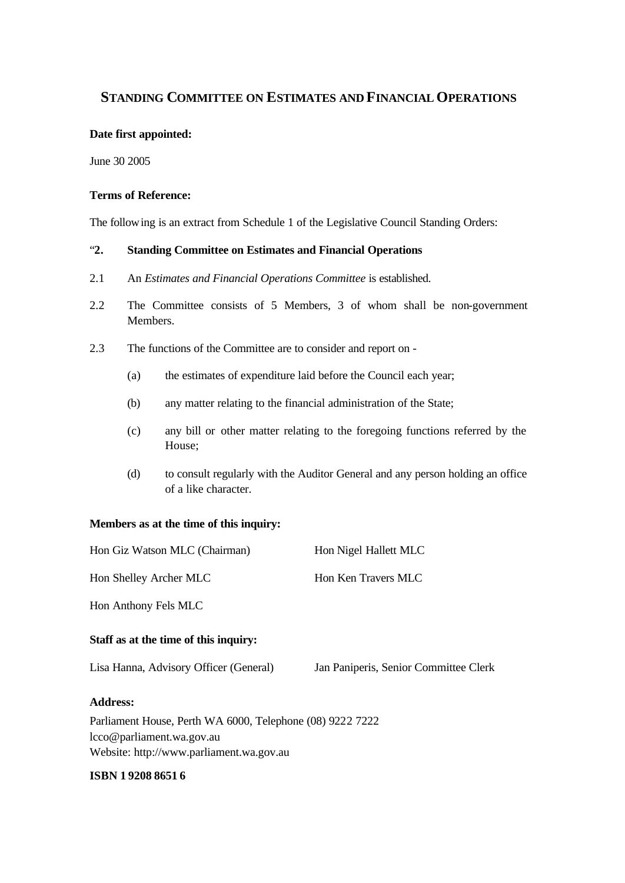# STANDING COMMITTEE ON ESTIMATES AND FINANCIAL OPERATIONS

**Date first appointed:**

June 30 2005

**Terms of Reference:**

The following is an extract from Schedule 1 of the Legislative Council Standing Orders:

"**2. Standing Committee on Estimates and Financial Operations**

2.1 An *Estimates and Financial Operations Committee* is established.

2.2 The Committee consists of 5 Members, 3 of whom shall be non-government Members.

2.3 The functions of the Committee are to consider and report on -

(a) the estimates of expenditure laid before the Council each year;

(b) any matter relating to the financial administration of the State;

(c) any bill or other matter relating to the foregoing functions referred by the House;

(d) to consult regularly with the Auditor General and any person holding an office of a like character.

**Members as at the time of this inquiry:**

Hon Giz Watson MLC (Chairman)
Hon Nigel Hallett MLC
Hon Shelley Archer MLC
Hon Ken Travers MLC
Hon Anthony Fels MLC

**Staff as at the time of this inquiry:**

Lisa Hanna, Advisory Officer (General)
Jan Paniperis, Senior Committee Clerk

**Address:**

Parliament House, Perth WA 6000, Telephone (08) 9222 7222
lcco@parliament.wa.gov.au
Website: http://www.parliament.wa.gov.au

**ISBN 1 9208 8651 6**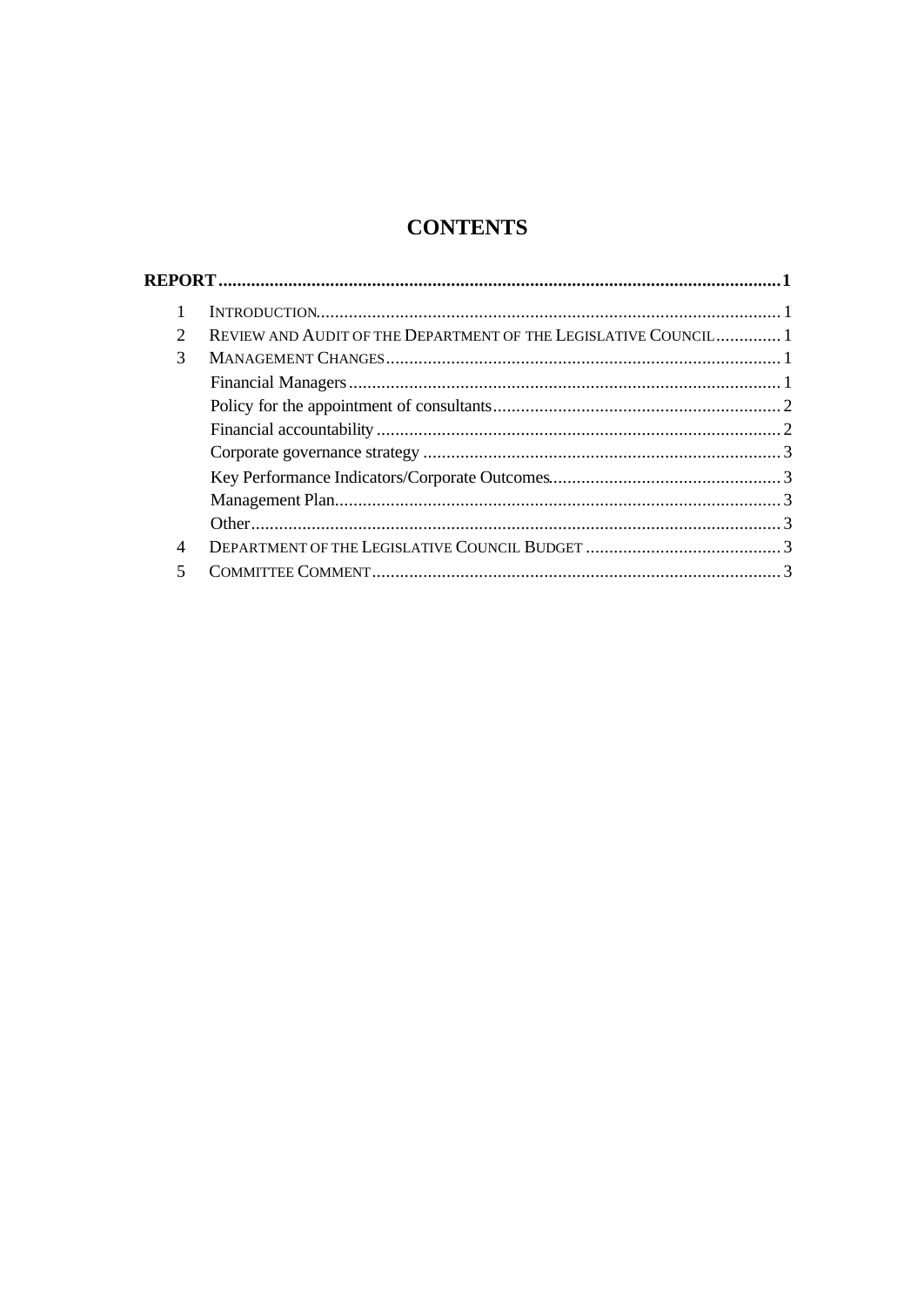# CONTENTS

**REPORT .......... 1**

1 INTRODUCTION .......... 1
2 REVIEW AND AUDIT OF THE DEPARTMENT OF THE LEGISLATIVE COUNCIL .......... 1
3 MANAGEMENT CHANGES .......... 1
  Financial Managers .......... 1
  Policy for the appointment of consultants .......... 2
  Financial accountability .......... 2
  Corporate governance strategy .......... 3
  Key Performance Indicators/Corporate Outcomes .......... 3
  Management Plan .......... 3
  Other .......... 3
4 DEPARTMENT OF THE LEGISLATIVE COUNCIL BUDGET .......... 3
5 COMMITTEE COMMENT .......... 3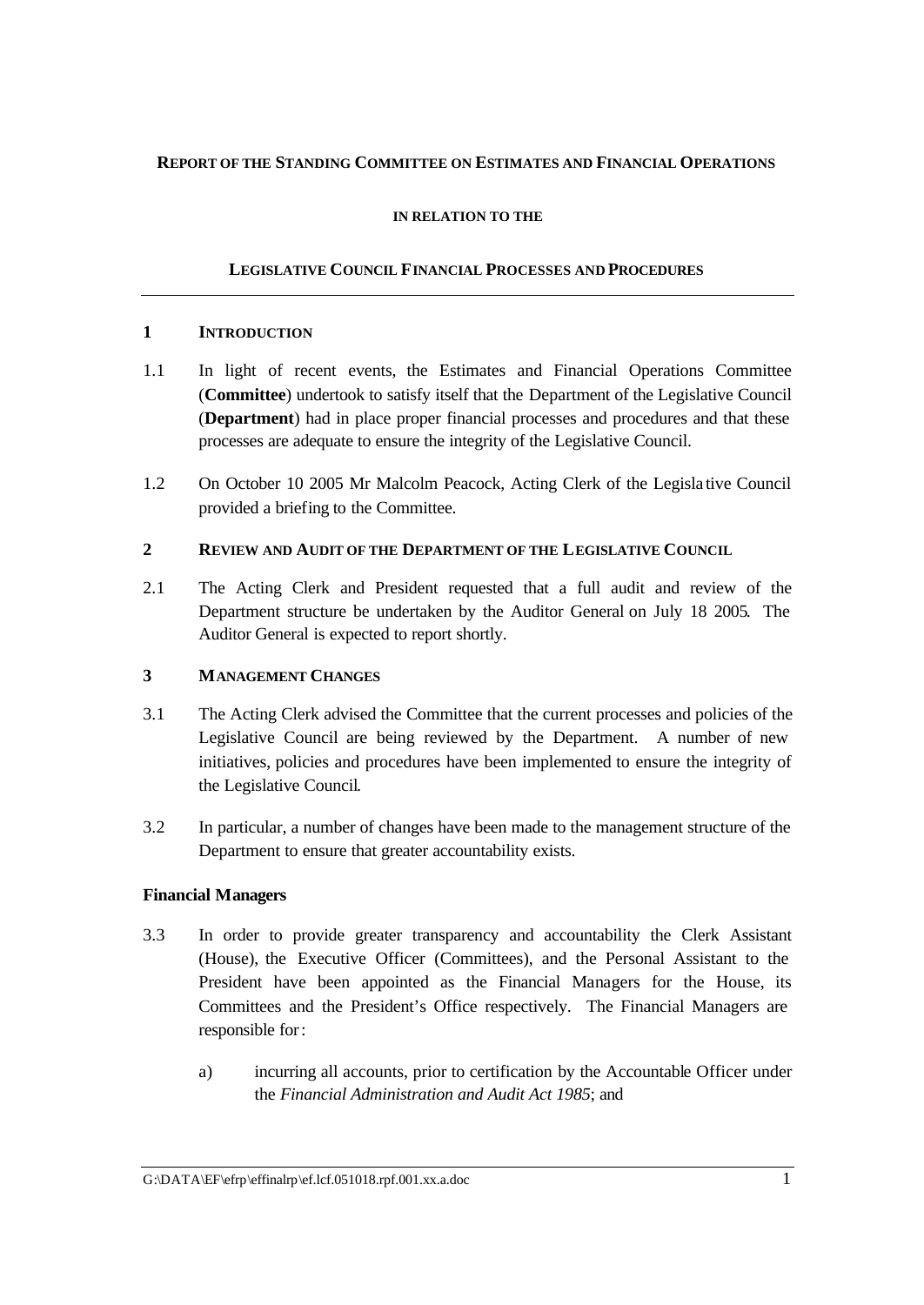**REPORT OF THE STANDING COMMITTEE ON ESTIMATES AND FINANCIAL OPERATIONS**

**IN RELATION TO THE**

**LEGISLATIVE COUNCIL FINANCIAL PROCESSES AND PROCEDURES**

---

## 1 INTRODUCTION

1.1 In light of recent events, the Estimates and Financial Operations Committee (**Committee**) undertook to satisfy itself that the Department of the Legislative Council (**Department**) had in place proper financial processes and procedures and that these processes are adequate to ensure the integrity of the Legislative Council.

1.2 On October 10 2005 Mr Malcolm Peacock, Acting Clerk of the Legislative Council provided a briefing to the Committee.

## 2 REVIEW AND AUDIT OF THE DEPARTMENT OF THE LEGISLATIVE COUNCIL

2.1 The Acting Clerk and President requested that a full audit and review of the Department structure be undertaken by the Auditor General on July 18 2005. The Auditor General is expected to report shortly.

## 3 MANAGEMENT CHANGES

3.1 The Acting Clerk advised the Committee that the current processes and policies of the Legislative Council are being reviewed by the Department. A number of new initiatives, policies and procedures have been implemented to ensure the integrity of the Legislative Council.

3.2 In particular, a number of changes have been made to the management structure of the Department to ensure that greater accountability exists.

### Financial Managers

3.3 In order to provide greater transparency and accountability the Clerk Assistant (House), the Executive Officer (Committees), and the Personal Assistant to the President have been appointed as the Financial Managers for the House, its Committees and the President's Office respectively. The Financial Managers are responsible for:

a) incurring all accounts, prior to certification by the Accountable Officer under the *Financial Administration and Audit Act 1985*; and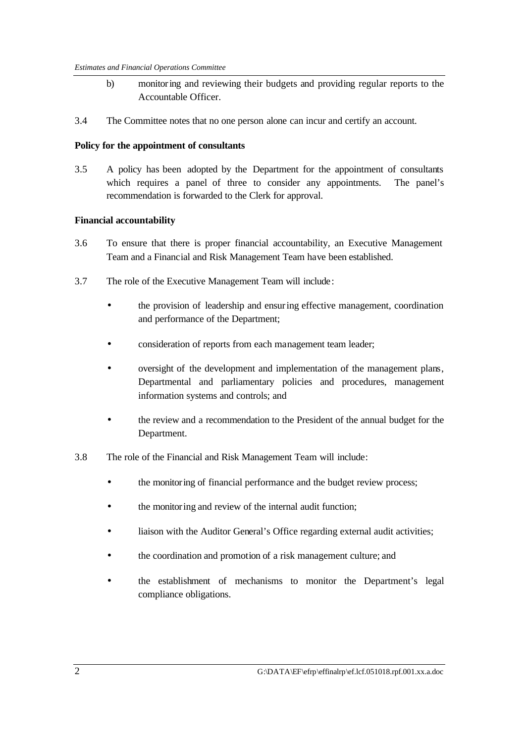b) monitoring and reviewing their budgets and providing regular reports to the Accountable Officer.

3.4 The Committee notes that no one person alone can incur and certify an account.

**Policy for the appointment of consultants**

3.5 A policy has been adopted by the Department for the appointment of consultants which requires a panel of three to consider any appointments. The panel's recommendation is forwarded to the Clerk for approval.

**Financial accountability**

3.6 To ensure that there is proper financial accountability, an Executive Management Team and a Financial and Risk Management Team have been established.

3.7 The role of the Executive Management Team will include:

- the provision of leadership and ensuring effective management, coordination and performance of the Department;
- consideration of reports from each management team leader;
- oversight of the development and implementation of the management plans, Departmental and parliamentary policies and procedures, management information systems and controls; and
- the review and a recommendation to the President of the annual budget for the Department.

3.8 The role of the Financial and Risk Management Team will include:

- the monitoring of financial performance and the budget review process;
- the monitoring and review of the internal audit function;
- liaison with the Auditor General's Office regarding external audit activities;
- the coordination and promotion of a risk management culture; and
- the establishment of mechanisms to monitor the Department's legal compliance obligations.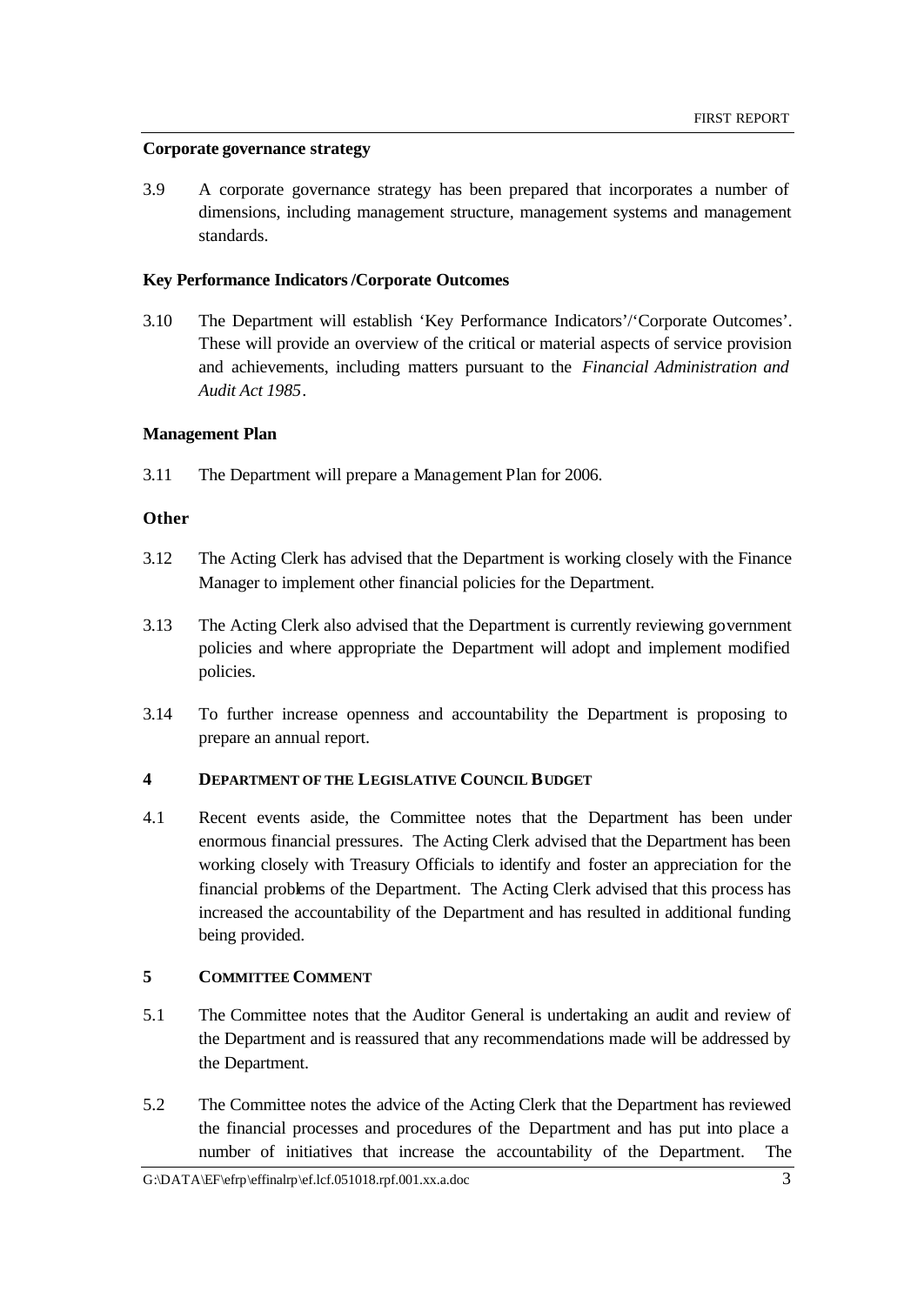**Corporate governance strategy**

3.9 A corporate governance strategy has been prepared that incorporates a number of dimensions, including management structure, management systems and management standards.

**Key Performance Indicators /Corporate Outcomes**

3.10 The Department will establish 'Key Performance Indicators'/'Corporate Outcomes'. These will provide an overview of the critical or material aspects of service provision and achievements, including matters pursuant to the *Financial Administration and Audit Act 1985*.

**Management Plan**

3.11 The Department will prepare a Management Plan for 2006.

**Other**

3.12 The Acting Clerk has advised that the Department is working closely with the Finance Manager to implement other financial policies for the Department.

3.13 The Acting Clerk also advised that the Department is currently reviewing government policies and where appropriate the Department will adopt and implement modified policies.

3.14 To further increase openness and accountability the Department is proposing to prepare an annual report.

## 4 DEPARTMENT OF THE LEGISLATIVE COUNCIL BUDGET

4.1 Recent events aside, the Committee notes that the Department has been under enormous financial pressures. The Acting Clerk advised that the Department has been working closely with Treasury Officials to identify and foster an appreciation for the financial problems of the Department. The Acting Clerk advised that this process has increased the accountability of the Department and has resulted in additional funding being provided.

## 5 COMMITTEE COMMENT

5.1 The Committee notes that the Auditor General is undertaking an audit and review of the Department and is reassured that any recommendations made will be addressed by the Department.

5.2 The Committee notes the advice of the Acting Clerk that the Department has reviewed the financial processes and procedures of the Department and has put into place a number of initiatives that increase the accountability of the Department. The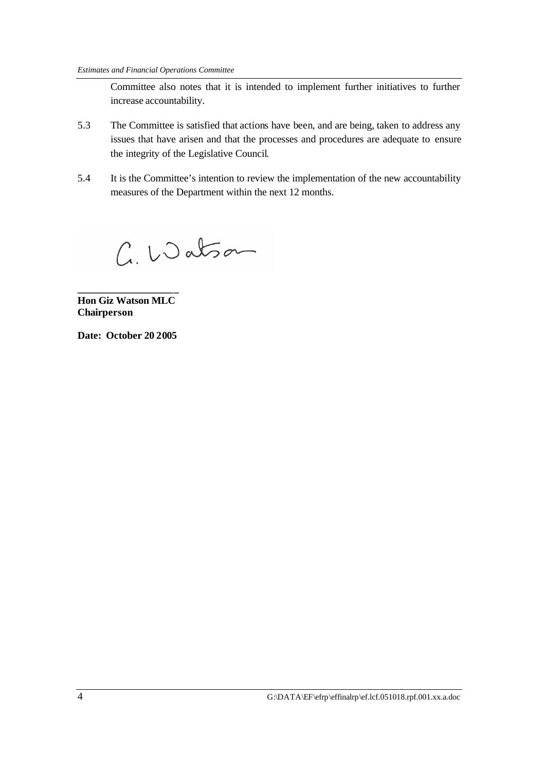Committee also notes that it is intended to implement further initiatives to further increase accountability.

5.3 The Committee is satisfied that actions have been, and are being, taken to address any issues that have arisen and that the processes and procedures are adequate to ensure the integrity of the Legislative Council.

5.4 It is the Committee's intention to review the implementation of the new accountability measures of the Department within the next 12 months.

G. Watson

___________________

**Hon Giz Watson MLC**
**Chairperson**

**Date: October 20 2005**